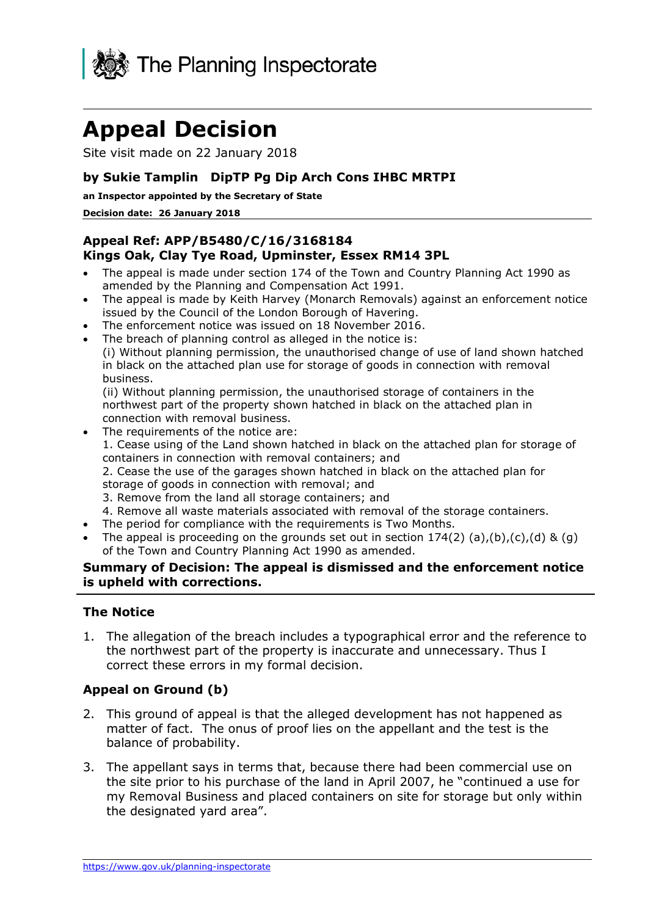The Planning Inspectorate

# Appeal Decision

Site visit made on 22 January 2018

### by Sukie Tamplin DipTP Pg Dip Arch Cons IHBC MRTPI

**an Inspector appointed by the Secretary of State**

**Decision date: 26 January 2018**

### Appeal Ref: APP/B5480/C/16/3168184
### Kings Oak, Clay Tye Road, Upminster, Essex RM14 3PL

- The appeal is made under section 174 of the Town and Country Planning Act 1990 as amended by the Planning and Compensation Act 1991.
- The appeal is made by Keith Harvey (Monarch Removals) against an enforcement notice issued by the Council of the London Borough of Havering.
- The enforcement notice was issued on 18 November 2016.
- The breach of planning control as alleged in the notice is:
  (i) Without planning permission, the unauthorised change of use of land shown hatched in black on the attached plan use for storage of goods in connection with removal business.
  (ii) Without planning permission, the unauthorised storage of containers in the northwest part of the property shown hatched in black on the attached plan in connection with removal business.
- The requirements of the notice are:
  1. Cease using of the Land shown hatched in black on the attached plan for storage of containers in connection with removal containers; and
  2. Cease the use of the garages shown hatched in black on the attached plan for storage of goods in connection with removal; and
  3. Remove from the land all storage containers; and
  4. Remove all waste materials associated with removal of the storage containers.
- The period for compliance with the requirements is Two Months.
- The appeal is proceeding on the grounds set out in section 174(2) (a),(b),(c),(d) & (g) of the Town and Country Planning Act 1990 as amended.

**Summary of Decision: The appeal is dismissed and the enforcement notice is upheld with corrections.**

## The Notice

1. The allegation of the breach includes a typographical error and the reference to the northwest part of the property is inaccurate and unnecessary. Thus I correct these errors in my formal decision.

## Appeal on Ground (b)

2. This ground of appeal is that the alleged development has not happened as matter of fact. The onus of proof lies on the appellant and the test is the balance of probability.

3. The appellant says in terms that, because there had been commercial use on the site prior to his purchase of the land in April 2007, he "continued a use for my Removal Business and placed containers on site for storage but only within the designated yard area".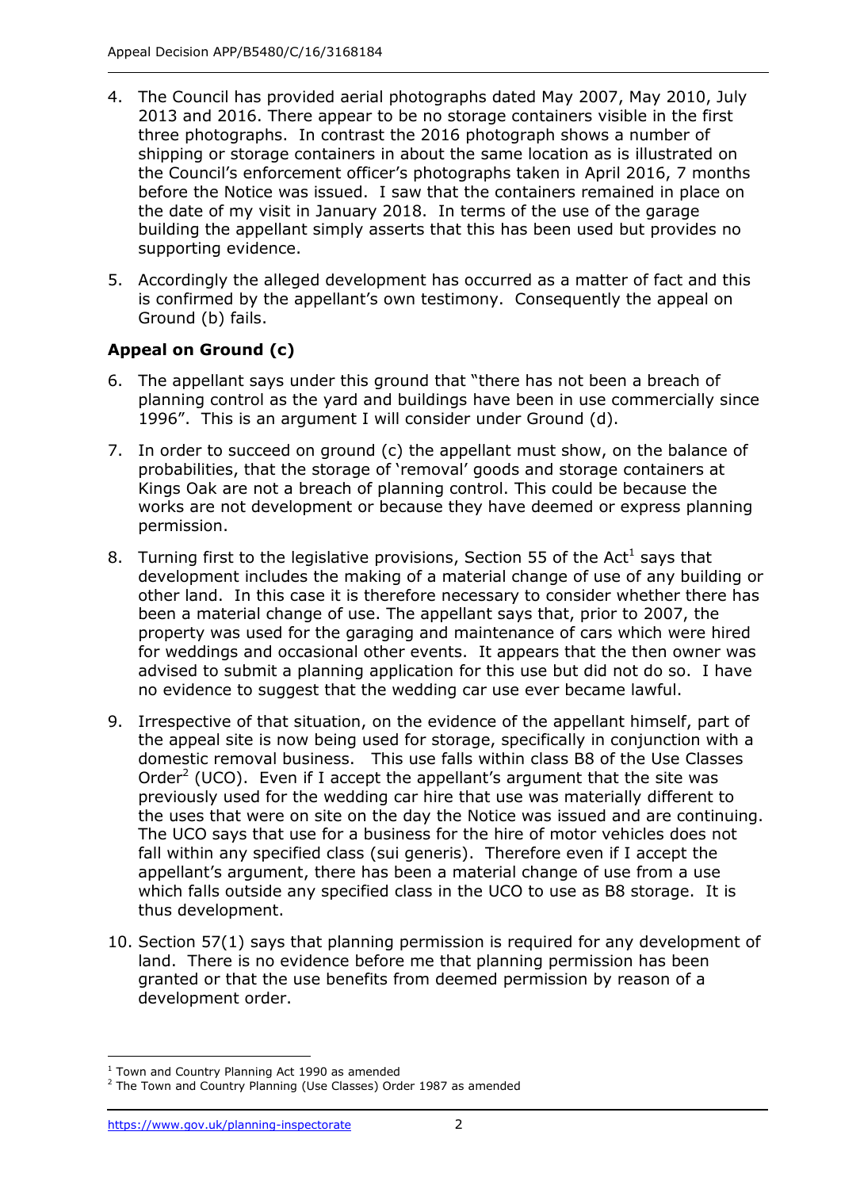4. The Council has provided aerial photographs dated May 2007, May 2010, July 2013 and 2016. There appear to be no storage containers visible in the first three photographs. In contrast the 2016 photograph shows a number of shipping or storage containers in about the same location as is illustrated on the Council's enforcement officer's photographs taken in April 2016, 7 months before the Notice was issued. I saw that the containers remained in place on the date of my visit in January 2018. In terms of the use of the garage building the appellant simply asserts that this has been used but provides no supporting evidence.

5. Accordingly the alleged development has occurred as a matter of fact and this is confirmed by the appellant's own testimony. Consequently the appeal on Ground (b) fails.

### Appeal on Ground (c)

6. The appellant says under this ground that "there has not been a breach of planning control as the yard and buildings have been in use commercially since 1996". This is an argument I will consider under Ground (d).

7. In order to succeed on ground (c) the appellant must show, on the balance of probabilities, that the storage of 'removal' goods and storage containers at Kings Oak are not a breach of planning control. This could be because the works are not development or because they have deemed or express planning permission.

8. Turning first to the legislative provisions, Section 55 of the Act[1] says that development includes the making of a material change of use of any building or other land. In this case it is therefore necessary to consider whether there has been a material change of use. The appellant says that, prior to 2007, the property was used for the garaging and maintenance of cars which were hired for weddings and occasional other events. It appears that the then owner was advised to submit a planning application for this use but did not do so. I have no evidence to suggest that the wedding car use ever became lawful.

9. Irrespective of that situation, on the evidence of the appellant himself, part of the appeal site is now being used for storage, specifically in conjunction with a domestic removal business. This use falls within class B8 of the Use Classes Order[2] (UCO). Even if I accept the appellant's argument that the site was previously used for the wedding car hire that use was materially different to the uses that were on site on the day the Notice was issued and are continuing. The UCO says that use for a business for the hire of motor vehicles does not fall within any specified class (sui generis). Therefore even if I accept the appellant's argument, there has been a material change of use from a use which falls outside any specified class in the UCO to use as B8 storage. It is thus development.

10. Section 57(1) says that planning permission is required for any development of land. There is no evidence before me that planning permission has been granted or that the use benefits from deemed permission by reason of a development order.

---

[1] Town and Country Planning Act 1990 as amended

[2] The Town and Country Planning (Use Classes) Order 1987 as amended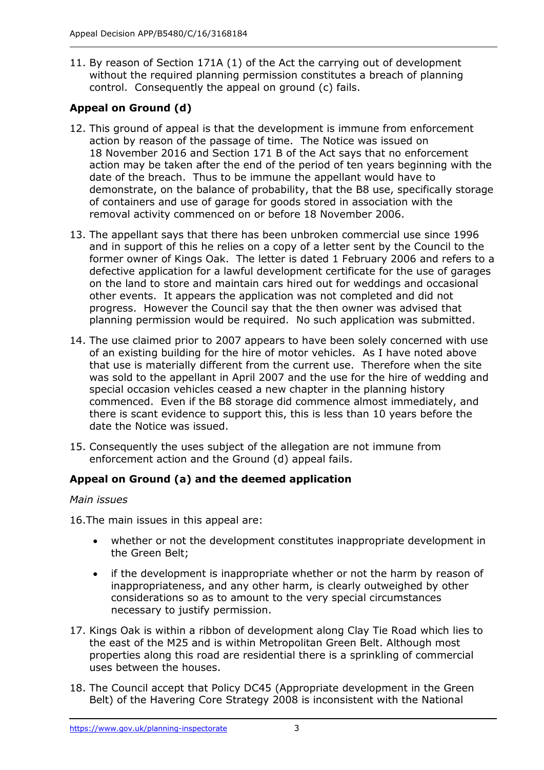11. By reason of Section 171A (1) of the Act the carrying out of development without the required planning permission constitutes a breach of planning control. Consequently the appeal on ground (c) fails.

## Appeal on Ground (d)

12. This ground of appeal is that the development is immune from enforcement action by reason of the passage of time. The Notice was issued on 18 November 2016 and Section 171 B of the Act says that no enforcement action may be taken after the end of the period of ten years beginning with the date of the breach. Thus to be immune the appellant would have to demonstrate, on the balance of probability, that the B8 use, specifically storage of containers and use of garage for goods stored in association with the removal activity commenced on or before 18 November 2006.

13. The appellant says that there has been unbroken commercial use since 1996 and in support of this he relies on a copy of a letter sent by the Council to the former owner of Kings Oak. The letter is dated 1 February 2006 and refers to a defective application for a lawful development certificate for the use of garages on the land to store and maintain cars hired out for weddings and occasional other events. It appears the application was not completed and did not progress. However the Council say that the then owner was advised that planning permission would be required. No such application was submitted.

14. The use claimed prior to 2007 appears to have been solely concerned with use of an existing building for the hire of motor vehicles. As I have noted above that use is materially different from the current use. Therefore when the site was sold to the appellant in April 2007 and the use for the hire of wedding and special occasion vehicles ceased a new chapter in the planning history commenced. Even if the B8 storage did commence almost immediately, and there is scant evidence to support this, this is less than 10 years before the date the Notice was issued.

15. Consequently the uses subject of the allegation are not immune from enforcement action and the Ground (d) appeal fails.

## Appeal on Ground (a) and the deemed application

*Main issues*

16. The main issues in this appeal are:

- whether or not the development constitutes inappropriate development in the Green Belt;
- if the development is inappropriate whether or not the harm by reason of inappropriateness, and any other harm, is clearly outweighed by other considerations so as to amount to the very special circumstances necessary to justify permission.

17. Kings Oak is within a ribbon of development along Clay Tie Road which lies to the east of the M25 and is within Metropolitan Green Belt. Although most properties along this road are residential there is a sprinkling of commercial uses between the houses.

18. The Council accept that Policy DC45 (Appropriate development in the Green Belt) of the Havering Core Strategy 2008 is inconsistent with the National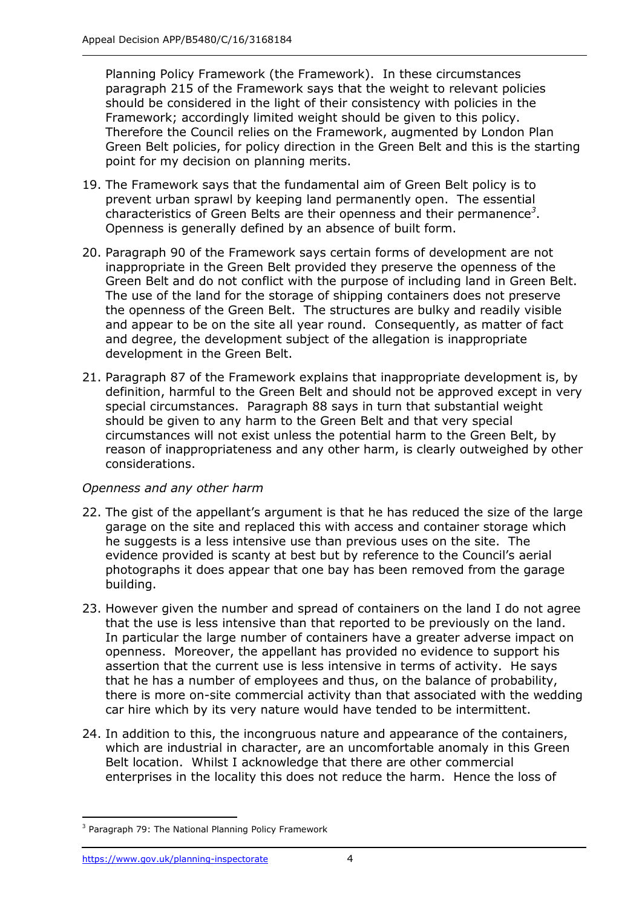Planning Policy Framework (the Framework). In these circumstances paragraph 215 of the Framework says that the weight to relevant policies should be considered in the light of their consistency with policies in the Framework; accordingly limited weight should be given to this policy. Therefore the Council relies on the Framework, augmented by London Plan Green Belt policies, for policy direction in the Green Belt and this is the starting point for my decision on planning merits.

19. The Framework says that the fundamental aim of Green Belt policy is to prevent urban sprawl by keeping land permanently open. The essential characteristics of Green Belts are their openness and their permanence[3]. Openness is generally defined by an absence of built form.

20. Paragraph 90 of the Framework says certain forms of development are not inappropriate in the Green Belt provided they preserve the openness of the Green Belt and do not conflict with the purpose of including land in Green Belt. The use of the land for the storage of shipping containers does not preserve the openness of the Green Belt. The structures are bulky and readily visible and appear to be on the site all year round. Consequently, as matter of fact and degree, the development subject of the allegation is inappropriate development in the Green Belt.

21. Paragraph 87 of the Framework explains that inappropriate development is, by definition, harmful to the Green Belt and should not be approved except in very special circumstances. Paragraph 88 says in turn that substantial weight should be given to any harm to the Green Belt and that very special circumstances will not exist unless the potential harm to the Green Belt, by reason of inappropriateness and any other harm, is clearly outweighed by other considerations.

*Openness and any other harm*

22. The gist of the appellant's argument is that he has reduced the size of the large garage on the site and replaced this with access and container storage which he suggests is a less intensive use than previous uses on the site. The evidence provided is scanty at best but by reference to the Council's aerial photographs it does appear that one bay has been removed from the garage building.

23. However given the number and spread of containers on the land I do not agree that the use is less intensive than that reported to be previously on the land. In particular the large number of containers have a greater adverse impact on openness. Moreover, the appellant has provided no evidence to support his assertion that the current use is less intensive in terms of activity. He says that he has a number of employees and thus, on the balance of probability, there is more on-site commercial activity than that associated with the wedding car hire which by its very nature would have tended to be intermittent.

24. In addition to this, the incongruous nature and appearance of the containers, which are industrial in character, are an uncomfortable anomaly in this Green Belt location. Whilst I acknowledge that there are other commercial enterprises in the locality this does not reduce the harm. Hence the loss of

[3] Paragraph 79: The National Planning Policy Framework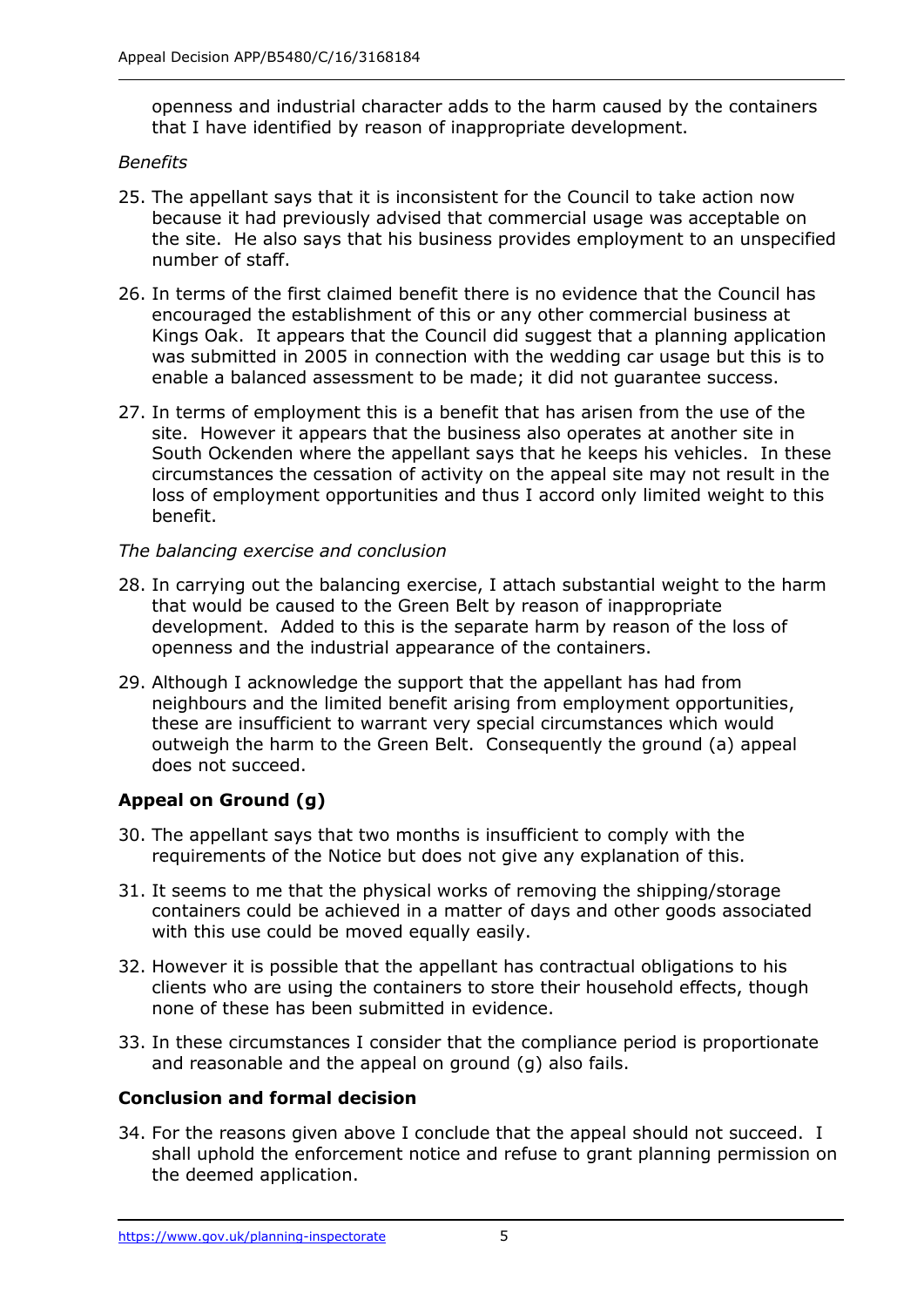openness and industrial character adds to the harm caused by the containers that I have identified by reason of inappropriate development.

*Benefits*

25. The appellant says that it is inconsistent for the Council to take action now because it had previously advised that commercial usage was acceptable on the site. He also says that his business provides employment to an unspecified number of staff.

26. In terms of the first claimed benefit there is no evidence that the Council has encouraged the establishment of this or any other commercial business at Kings Oak. It appears that the Council did suggest that a planning application was submitted in 2005 in connection with the wedding car usage but this is to enable a balanced assessment to be made; it did not guarantee success.

27. In terms of employment this is a benefit that has arisen from the use of the site. However it appears that the business also operates at another site in South Ockenden where the appellant says that he keeps his vehicles. In these circumstances the cessation of activity on the appeal site may not result in the loss of employment opportunities and thus I accord only limited weight to this benefit.

*The balancing exercise and conclusion*

28. In carrying out the balancing exercise, I attach substantial weight to the harm that would be caused to the Green Belt by reason of inappropriate development. Added to this is the separate harm by reason of the loss of openness and the industrial appearance of the containers.

29. Although I acknowledge the support that the appellant has had from neighbours and the limited benefit arising from employment opportunities, these are insufficient to warrant very special circumstances which would outweigh the harm to the Green Belt. Consequently the ground (a) appeal does not succeed.

## Appeal on Ground (g)

30. The appellant says that two months is insufficient to comply with the requirements of the Notice but does not give any explanation of this.

31. It seems to me that the physical works of removing the shipping/storage containers could be achieved in a matter of days and other goods associated with this use could be moved equally easily.

32. However it is possible that the appellant has contractual obligations to his clients who are using the containers to store their household effects, though none of these has been submitted in evidence.

33. In these circumstances I consider that the compliance period is proportionate and reasonable and the appeal on ground (g) also fails.

## Conclusion and formal decision

34. For the reasons given above I conclude that the appeal should not succeed. I shall uphold the enforcement notice and refuse to grant planning permission on the deemed application.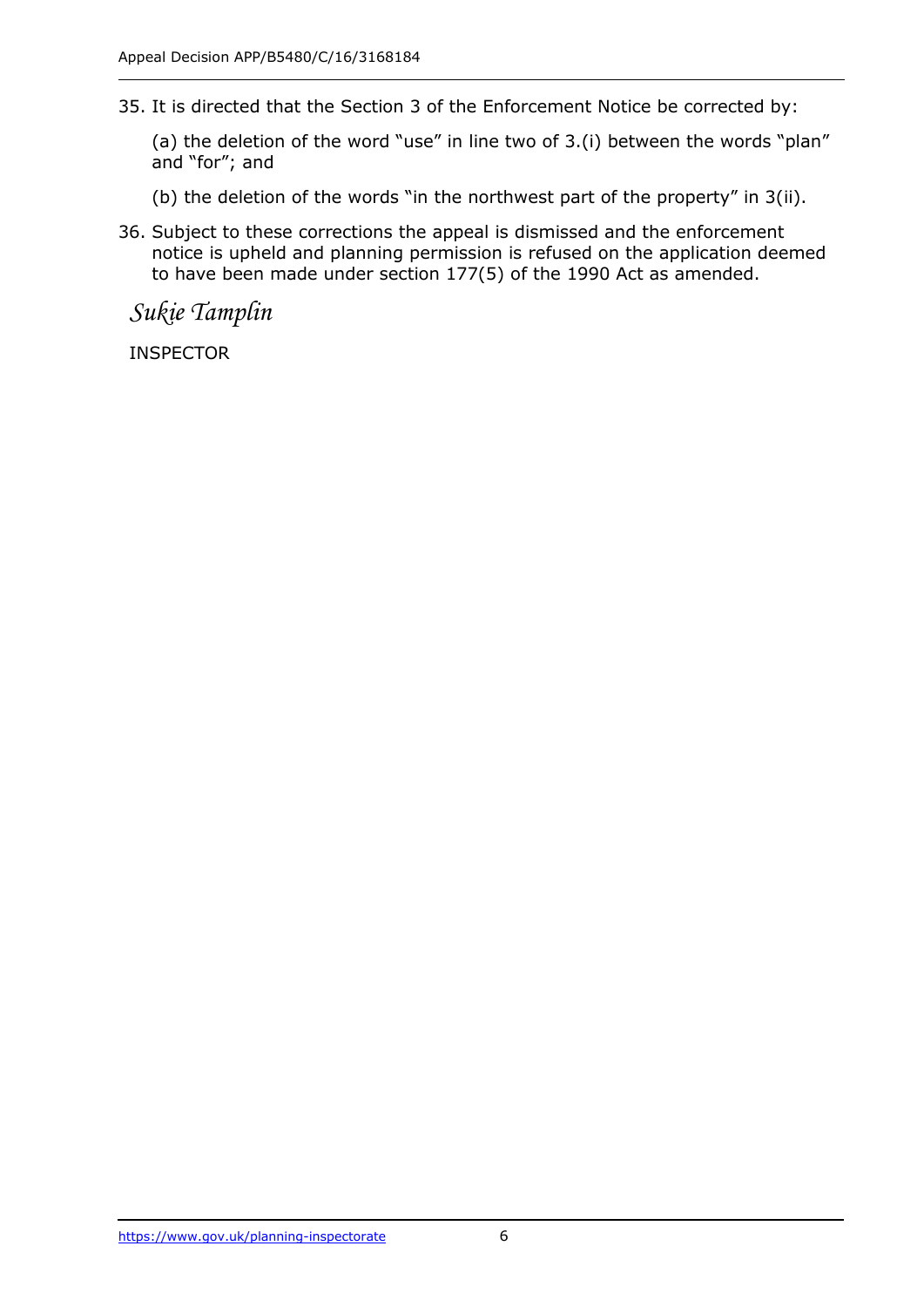35. It is directed that the Section 3 of the Enforcement Notice be corrected by:

    (a) the deletion of the word "use" in line two of 3.(i) between the words "plan" and "for"; and

    (b) the deletion of the words "in the northwest part of the property" in 3(ii).

36. Subject to these corrections the appeal is dismissed and the enforcement notice is upheld and planning permission is refused on the application deemed to have been made under section 177(5) of the 1990 Act as amended.

*Sukie Tamplin*

INSPECTOR